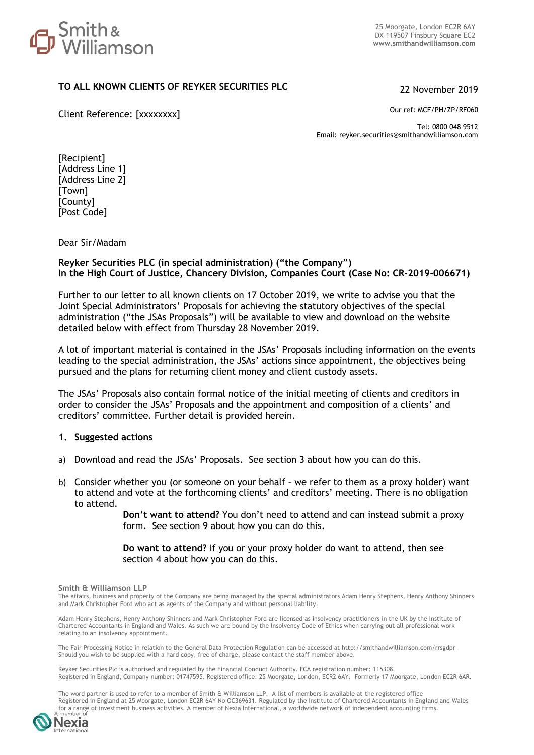Smith & Williamson

25 Moorgate, London EC2R 6AY
DX 119507 Finsbury Square EC2
www.smithandwilliamson.com

**TO ALL KNOWN CLIENTS OF REYKER SECURITIES PLC**

22 November 2019

Client Reference: [xxxxxxxx]

Our ref: MCF/PH/ZP/RF060

Tel: 0800 048 9512
Email: reyker.securities@smithandwilliamson.com

[Recipient]
[Address Line 1]
[Address Line 2]
[Town]
[County]
[Post Code]

Dear Sir/Madam

**Reyker Securities PLC (in special administration) ("the Company")**
**In the High Court of Justice, Chancery Division, Companies Court (Case No: CR-2019-006671)**

Further to our letter to all known clients on 17 October 2019, we write to advise you that the Joint Special Administrators' Proposals for achieving the statutory objectives of the special administration ("the JSAs Proposals") will be available to view and download on the website detailed below with effect from Thursday 28 November 2019.

A lot of important material is contained in the JSAs' Proposals including information on the events leading to the special administration, the JSAs' actions since appointment, the objectives being pursued and the plans for returning client money and client custody assets.

The JSAs' Proposals also contain formal notice of the initial meeting of clients and creditors in order to consider the JSAs' Proposals and the appointment and composition of a clients' and creditors' committee. Further detail is provided herein.

## 1. Suggested actions

a) Download and read the JSAs' Proposals. See section 3 about how you can do this.

b) Consider whether you (or someone on your behalf – we refer to them as a proxy holder) want to attend and vote at the forthcoming clients' and creditors' meeting. There is no obligation to attend.

   **Don't want to attend?** You don't need to attend and can instead submit a proxy form. See section 9 about how you can do this.

   **Do want to attend?** If you or your proxy holder do want to attend, then see section 4 about how you can do this.

**Smith & Williamson LLP**
The affairs, business and property of the Company are being managed by the special administrators Adam Henry Stephens, Henry Anthony Shinners and Mark Christopher Ford who act as agents of the Company and without personal liability.

Adam Henry Stephens, Henry Anthony Shinners and Mark Christopher Ford are licensed as insolvency practitioners in the UK by the Institute of Chartered Accountants in England and Wales. As such we are bound by the Insolvency Code of Ethics when carrying out all professional work relating to an insolvency appointment.

The Fair Processing Notice in relation to the General Data Protection Regulation can be accessed at http://smithandwilliamson.com/rrsgdpr
Should you wish to be supplied with a hard copy, free of charge, please contact the staff member above.

Reyker Securities Plc is authorised and regulated by the Financial Conduct Authority. FCA registration number: 115308.
Registered in England, Company number: 01747595. Registered office: 25 Moorgate, London, ECR2 6AY. Formerly 17 Moorgate, London EC2R 6AR.

The word partner is used to refer to a member of Smith & Williamson LLP. A list of members is available at the registered office
Registered in England at 25 Moorgate, London EC2R 6AY No OC369631. Regulated by the Institute of Chartered Accountants in England and Wales for a range of investment business activities. A member of Nexia International, a worldwide network of independent accounting firms.

A member of Nexia International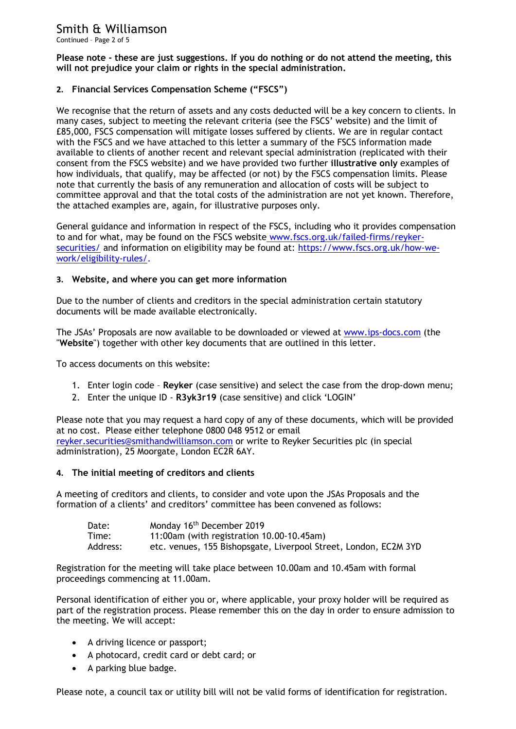**Please note - these are just suggestions. If you do nothing or do not attend the meeting, this will not prejudice your claim or rights in the special administration.**

## 2. Financial Services Compensation Scheme ("FSCS")

We recognise that the return of assets and any costs deducted will be a key concern to clients. In many cases, subject to meeting the relevant criteria (see the FSCS' website) and the limit of £85,000, FSCS compensation will mitigate losses suffered by clients. We are in regular contact with the FSCS and we have attached to this letter a summary of the FSCS information made available to clients of another recent and relevant special administration (replicated with their consent from the FSCS website) and we have provided two further **illustrative only** examples of how individuals, that qualify, may be affected (or not) by the FSCS compensation limits. Please note that currently the basis of any remuneration and allocation of costs will be subject to committee approval and that the total costs of the administration are not yet known. Therefore, the attached examples are, again, for illustrative purposes only.

General guidance and information in respect of the FSCS, including who it provides compensation to and for what, may be found on the FSCS website www.fscs.org.uk/failed-firms/reyker-securities/ and information on eligibility may be found at: https://www.fscs.org.uk/how-we-work/eligibility-rules/.

## 3. Website, and where you can get more information

Due to the number of clients and creditors in the special administration certain statutory documents will be made available electronically.

The JSAs' Proposals are now available to be downloaded or viewed at www.ips-docs.com (the "**Website**") together with other key documents that are outlined in this letter.

To access documents on this website:

1. Enter login code – **Reyker** (case sensitive) and select the case from the drop-down menu;
2. Enter the unique ID - **R3yk3r19** (case sensitive) and click 'LOGIN'

Please note that you may request a hard copy of any of these documents, which will be provided at no cost. Please either telephone 0800 048 9512 or email reyker.securities@smithandwilliamson.com or write to Reyker Securities plc (in special administration), 25 Moorgate, London EC2R 6AY.

## 4. The initial meeting of creditors and clients

A meeting of creditors and clients, to consider and vote upon the JSAs Proposals and the formation of a clients' and creditors' committee has been convened as follows:

Date: Monday 16th December 2019
Time: 11:00am (with registration 10.00-10.45am)
Address: etc. venues, 155 Bishopsgate, Liverpool Street, London, EC2M 3YD

Registration for the meeting will take place between 10.00am and 10.45am with formal proceedings commencing at 11.00am.

Personal identification of either you or, where applicable, your proxy holder will be required as part of the registration process. Please remember this on the day in order to ensure admission to the meeting. We will accept:

- A driving licence or passport;
- A photocard, credit card or debt card; or
- A parking blue badge.

Please note, a council tax or utility bill will not be valid forms of identification for registration.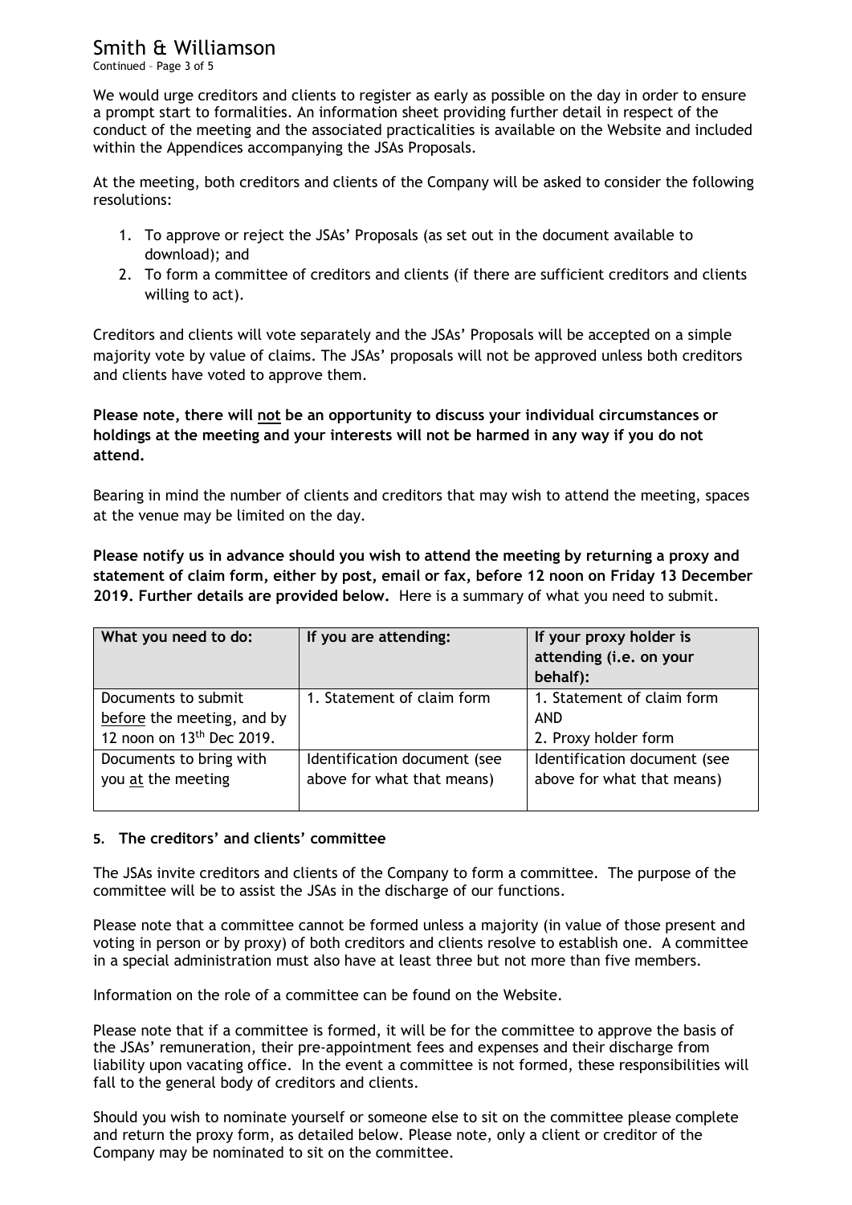We would urge creditors and clients to register as early as possible on the day in order to ensure a prompt start to formalities. An information sheet providing further detail in respect of the conduct of the meeting and the associated practicalities is available on the Website and included within the Appendices accompanying the JSAs Proposals.

At the meeting, both creditors and clients of the Company will be asked to consider the following resolutions:

1. To approve or reject the JSAs' Proposals (as set out in the document available to download); and
2. To form a committee of creditors and clients (if there are sufficient creditors and clients willing to act).

Creditors and clients will vote separately and the JSAs' Proposals will be accepted on a simple majority vote by value of claims. The JSAs' proposals will not be approved unless both creditors and clients have voted to approve them.

**Please note, there will not be an opportunity to discuss your individual circumstances or holdings at the meeting and your interests will not be harmed in any way if you do not attend.**

Bearing in mind the number of clients and creditors that may wish to attend the meeting, spaces at the venue may be limited on the day.

**Please notify us in advance should you wish to attend the meeting by returning a proxy and statement of claim form, either by post, email or fax, before 12 noon on Friday 13 December 2019. Further details are provided below.** Here is a summary of what you need to submit.

| What you need to do: | If you are attending: | If your proxy holder is attending (i.e. on your behalf): |
|---|---|---|
| Documents to submit before the meeting, and by 12 noon on 13th Dec 2019. | 1. Statement of claim form | 1. Statement of claim form AND 2. Proxy holder form |
| Documents to bring with you at the meeting | Identification document (see above for what that means) | Identification document (see above for what that means) |

**5. The creditors' and clients' committee**

The JSAs invite creditors and clients of the Company to form a committee. The purpose of the committee will be to assist the JSAs in the discharge of our functions.

Please note that a committee cannot be formed unless a majority (in value of those present and voting in person or by proxy) of both creditors and clients resolve to establish one. A committee in a special administration must also have at least three but not more than five members.

Information on the role of a committee can be found on the Website.

Please note that if a committee is formed, it will be for the committee to approve the basis of the JSAs' remuneration, their pre-appointment fees and expenses and their discharge from liability upon vacating office. In the event a committee is not formed, these responsibilities will fall to the general body of creditors and clients.

Should you wish to nominate yourself or someone else to sit on the committee please complete and return the proxy form, as detailed below. Please note, only a client or creditor of the Company may be nominated to sit on the committee.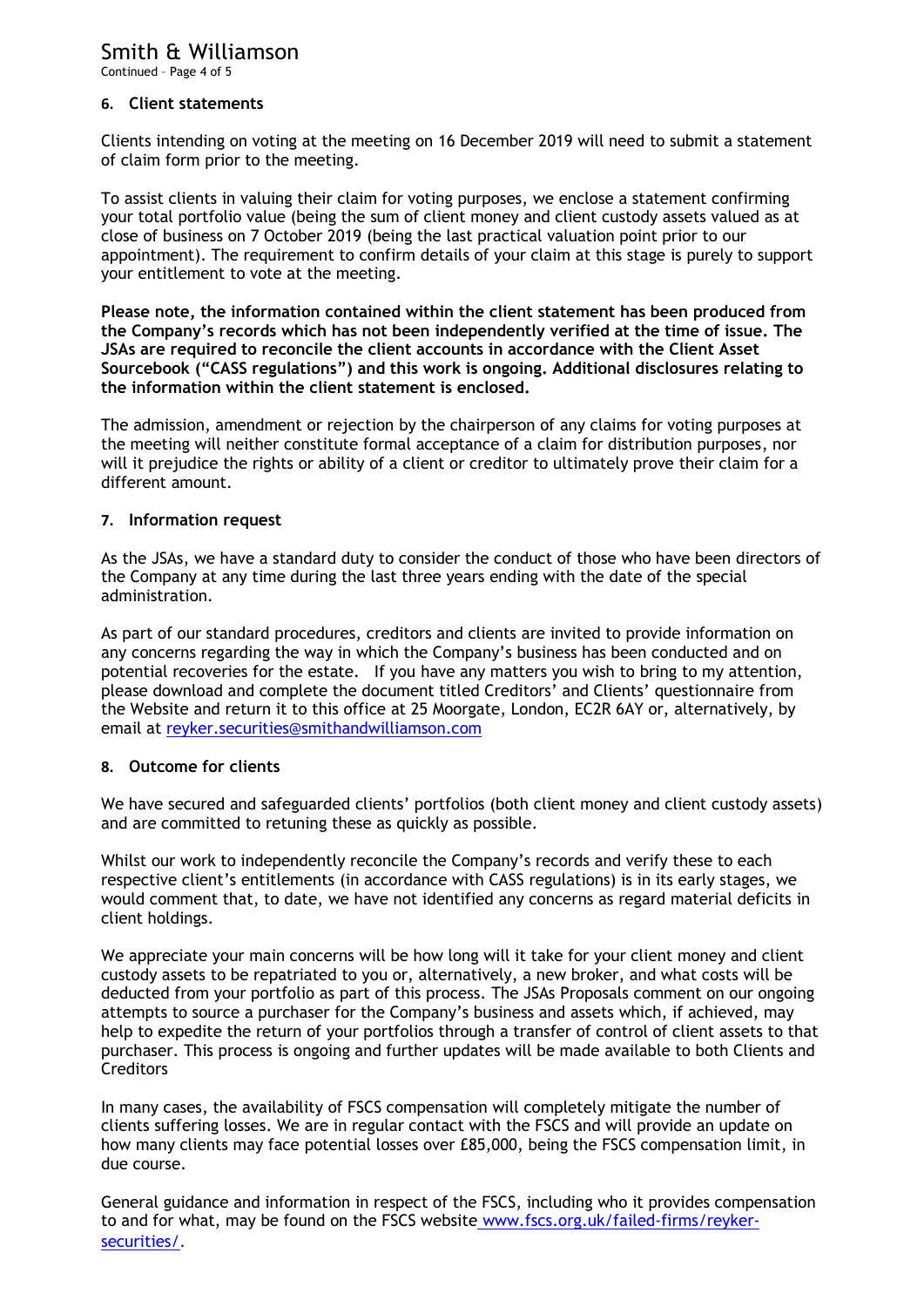## 6. Client statements

Clients intending on voting at the meeting on 16 December 2019 will need to submit a statement of claim form prior to the meeting.

To assist clients in valuing their claim for voting purposes, we enclose a statement confirming your total portfolio value (being the sum of client money and client custody assets valued as at close of business on 7 October 2019 (being the last practical valuation point prior to our appointment). The requirement to confirm details of your claim at this stage is purely to support your entitlement to vote at the meeting.

**Please note, the information contained within the client statement has been produced from the Company's records which has not been independently verified at the time of issue. The JSAs are required to reconcile the client accounts in accordance with the Client Asset Sourcebook ("CASS regulations") and this work is ongoing. Additional disclosures relating to the information within the client statement is enclosed.**

The admission, amendment or rejection by the chairperson of any claims for voting purposes at the meeting will neither constitute formal acceptance of a claim for distribution purposes, nor will it prejudice the rights or ability of a client or creditor to ultimately prove their claim for a different amount.

## 7. Information request

As the JSAs, we have a standard duty to consider the conduct of those who have been directors of the Company at any time during the last three years ending with the date of the special administration.

As part of our standard procedures, creditors and clients are invited to provide information on any concerns regarding the way in which the Company's business has been conducted and on potential recoveries for the estate. If you have any matters you wish to bring to my attention, please download and complete the document titled Creditors' and Clients' questionnaire from the Website and return it to this office at 25 Moorgate, London, EC2R 6AY or, alternatively, by email at reyker.securities@smithandwilliamson.com

## 8. Outcome for clients

We have secured and safeguarded clients' portfolios (both client money and client custody assets) and are committed to retuning these as quickly as possible.

Whilst our work to independently reconcile the Company's records and verify these to each respective client's entitlements (in accordance with CASS regulations) is in its early stages, we would comment that, to date, we have not identified any concerns as regard material deficits in client holdings.

We appreciate your main concerns will be how long will it take for your client money and client custody assets to be repatriated to you or, alternatively, a new broker, and what costs will be deducted from your portfolio as part of this process. The JSAs Proposals comment on our ongoing attempts to source a purchaser for the Company's business and assets which, if achieved, may help to expedite the return of your portfolios through a transfer of control of client assets to that purchaser. This process is ongoing and further updates will be made available to both Clients and Creditors

In many cases, the availability of FSCS compensation will completely mitigate the number of clients suffering losses. We are in regular contact with the FSCS and will provide an update on how many clients may face potential losses over £85,000, being the FSCS compensation limit, in due course.

General guidance and information in respect of the FSCS, including who it provides compensation to and for what, may be found on the FSCS website www.fscs.org.uk/failed-firms/reyker-securities/.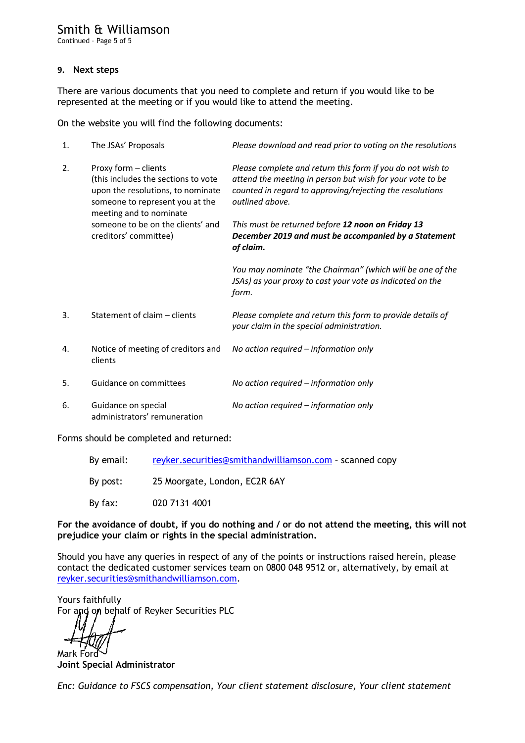## 9. Next steps

There are various documents that you need to complete and return if you would like to be represented at the meeting or if you would like to attend the meeting.

On the website you will find the following documents:

| | | |
|---|---|---|
| 1. | The JSAs' Proposals | *Please download and read prior to voting on the resolutions* |
| 2. | Proxy form – clients (this includes the sections to vote upon the resolutions, to nominate someone to represent you at the meeting and to nominate someone to be on the clients' and creditors' committee) | *Please complete and return this form if you do not wish to attend the meeting in person but wish for your vote to be counted in regard to approving/rejecting the resolutions outlined above.* *This must be returned before **12 noon on Friday 13 December 2019 and must be accompanied by a Statement of claim.*** *You may nominate "the Chairman" (which will be one of the JSAs) as your proxy to cast your vote as indicated on the form.* |
| 3. | Statement of claim – clients | *Please complete and return this form to provide details of your claim in the special administration.* |
| 4. | Notice of meeting of creditors and clients | *No action required – information only* |
| 5. | Guidance on committees | *No action required – information only* |
| 6. | Guidance on special administrators' remuneration | *No action required – information only* |

Forms should be completed and returned:

| | |
|---|---|
| By email: | reyker.securities@smithandwilliamson.com - scanned copy |
| By post: | 25 Moorgate, London, EC2R 6AY |
| By fax: | 020 7131 4001 |

**For the avoidance of doubt, if you do nothing and / or do not attend the meeting, this will not prejudice your claim or rights in the special administration.**

Should you have any queries in respect of any of the points or instructions raised herein, please contact the dedicated customer services team on 0800 048 9512 or, alternatively, by email at reyker.securities@smithandwilliamson.com.

Yours faithfully
For and on behalf of Reyker Securities PLC

Mark Ford
**Joint Special Administrator**

*Enc: Guidance to FSCS compensation, Your client statement disclosure, Your client statement*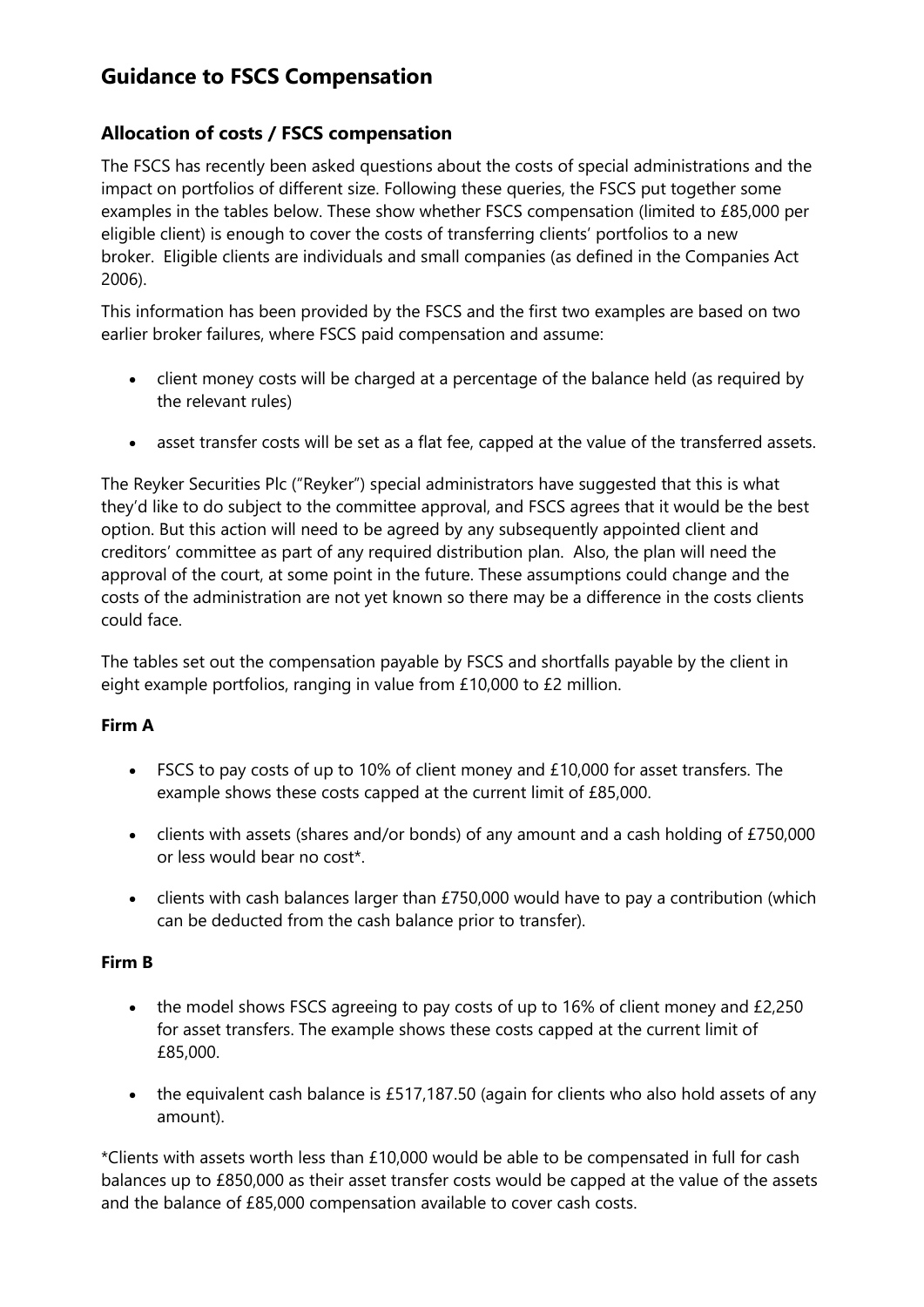# Guidance to FSCS Compensation

## Allocation of costs / FSCS compensation

The FSCS has recently been asked questions about the costs of special administrations and the impact on portfolios of different size. Following these queries, the FSCS put together some examples in the tables below. These show whether FSCS compensation (limited to £85,000 per eligible client) is enough to cover the costs of transferring clients' portfolios to a new broker. Eligible clients are individuals and small companies (as defined in the Companies Act 2006).

This information has been provided by the FSCS and the first two examples are based on two earlier broker failures, where FSCS paid compensation and assume:

- client money costs will be charged at a percentage of the balance held (as required by the relevant rules)
- asset transfer costs will be set as a flat fee, capped at the value of the transferred assets.

The Reyker Securities Plc ("Reyker") special administrators have suggested that this is what they'd like to do subject to the committee approval, and FSCS agrees that it would be the best option. But this action will need to be agreed by any subsequently appointed client and creditors' committee as part of any required distribution plan. Also, the plan will need the approval of the court, at some point in the future. These assumptions could change and the costs of the administration are not yet known so there may be a difference in the costs clients could face.

The tables set out the compensation payable by FSCS and shortfalls payable by the client in eight example portfolios, ranging in value from £10,000 to £2 million.

**Firm A**

- FSCS to pay costs of up to 10% of client money and £10,000 for asset transfers. The example shows these costs capped at the current limit of £85,000.
- clients with assets (shares and/or bonds) of any amount and a cash holding of £750,000 or less would bear no cost*.
- clients with cash balances larger than £750,000 would have to pay a contribution (which can be deducted from the cash balance prior to transfer).

**Firm B**

- the model shows FSCS agreeing to pay costs of up to 16% of client money and £2,250 for asset transfers. The example shows these costs capped at the current limit of £85,000.
- the equivalent cash balance is £517,187.50 (again for clients who also hold assets of any amount).

*Clients with assets worth less than £10,000 would be able to be compensated in full for cash balances up to £850,000 as their asset transfer costs would be capped at the value of the assets and the balance of £85,000 compensation available to cover cash costs.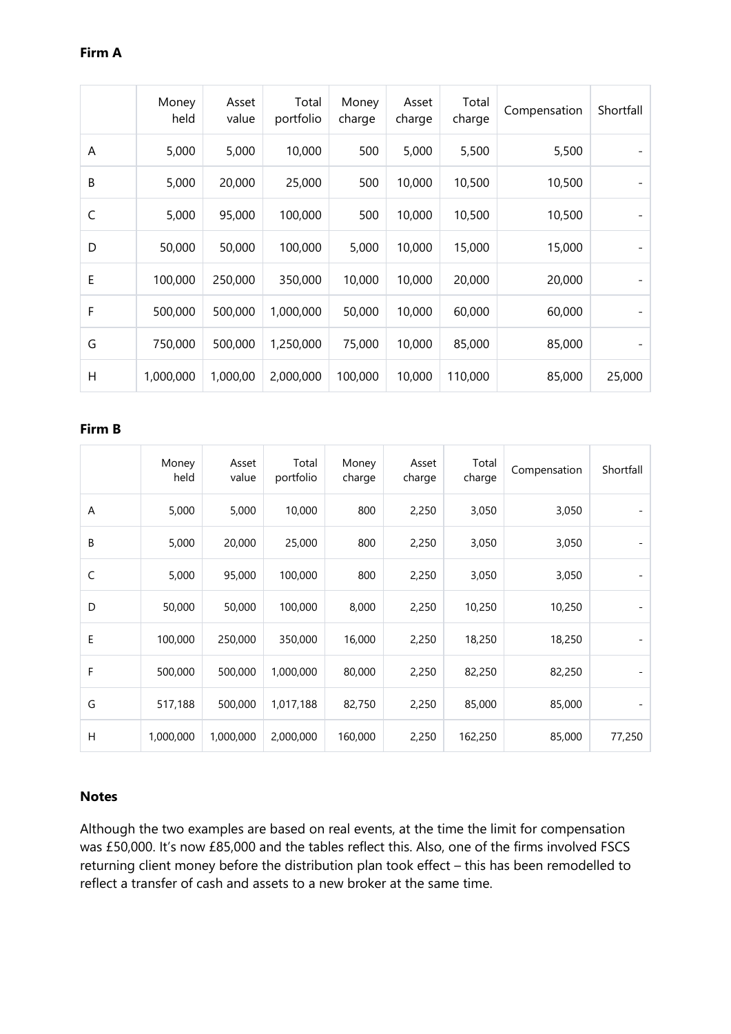**Firm A**

| | Money held | Asset value | Total portfolio | Money charge | Asset charge | Total charge | Compensation | Shortfall |
|---|---|---|---|---|---|---|---|---|
| A | 5,000 | 5,000 | 10,000 | 500 | 5,000 | 5,500 | 5,500 | - |
| B | 5,000 | 20,000 | 25,000 | 500 | 10,000 | 10,500 | 10,500 | - |
| C | 5,000 | 95,000 | 100,000 | 500 | 10,000 | 10,500 | 10,500 | - |
| D | 50,000 | 50,000 | 100,000 | 5,000 | 10,000 | 15,000 | 15,000 | - |
| E | 100,000 | 250,000 | 350,000 | 10,000 | 10,000 | 20,000 | 20,000 | - |
| F | 500,000 | 500,000 | 1,000,000 | 50,000 | 10,000 | 60,000 | 60,000 | - |
| G | 750,000 | 500,000 | 1,250,000 | 75,000 | 10,000 | 85,000 | 85,000 | - |
| H | 1,000,000 | 1,000,00 | 2,000,000 | 100,000 | 10,000 | 110,000 | 85,000 | 25,000 |

**Firm B**

| | Money held | Asset value | Total portfolio | Money charge | Asset charge | Total charge | Compensation | Shortfall |
|---|---|---|---|---|---|---|---|---|
| A | 5,000 | 5,000 | 10,000 | 800 | 2,250 | 3,050 | 3,050 | - |
| B | 5,000 | 20,000 | 25,000 | 800 | 2,250 | 3,050 | 3,050 | - |
| C | 5,000 | 95,000 | 100,000 | 800 | 2,250 | 3,050 | 3,050 | - |
| D | 50,000 | 50,000 | 100,000 | 8,000 | 2,250 | 10,250 | 10,250 | - |
| E | 100,000 | 250,000 | 350,000 | 16,000 | 2,250 | 18,250 | 18,250 | - |
| F | 500,000 | 500,000 | 1,000,000 | 80,000 | 2,250 | 82,250 | 82,250 | - |
| G | 517,188 | 500,000 | 1,017,188 | 82,750 | 2,250 | 85,000 | 85,000 | - |
| H | 1,000,000 | 1,000,000 | 2,000,000 | 160,000 | 2,250 | 162,250 | 85,000 | 77,250 |

## Notes

Although the two examples are based on real events, at the time the limit for compensation was £50,000. It's now £85,000 and the tables reflect this. Also, one of the firms involved FSCS returning client money before the distribution plan took effect – this has been remodelled to reflect a transfer of cash and assets to a new broker at the same time.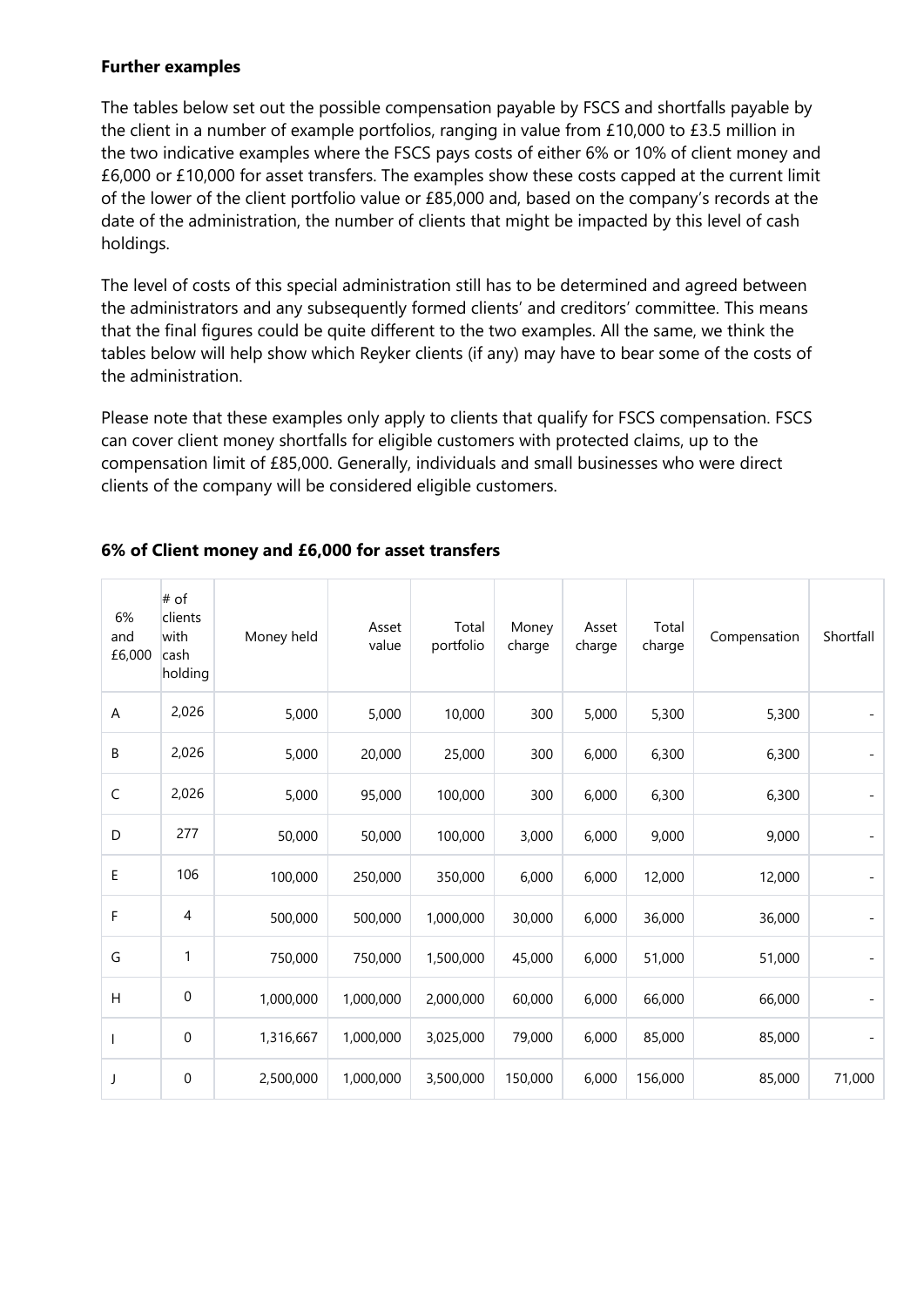**Further examples**

The tables below set out the possible compensation payable by FSCS and shortfalls payable by the client in a number of example portfolios, ranging in value from £10,000 to £3.5 million in the two indicative examples where the FSCS pays costs of either 6% or 10% of client money and £6,000 or £10,000 for asset transfers. The examples show these costs capped at the current limit of the lower of the client portfolio value or £85,000 and, based on the company's records at the date of the administration, the number of clients that might be impacted by this level of cash holdings.

The level of costs of this special administration still has to be determined and agreed between the administrators and any subsequently formed clients' and creditors' committee. This means that the final figures could be quite different to the two examples. All the same, we think the tables below will help show which Reyker clients (if any) may have to bear some of the costs of the administration.

Please note that these examples only apply to clients that qualify for FSCS compensation. FSCS can cover client money shortfalls for eligible customers with protected claims, up to the compensation limit of £85,000. Generally, individuals and small businesses who were direct clients of the company will be considered eligible customers.

**6% of Client money and £6,000 for asset transfers**

| 6% and £6,000 | # of clients with cash holding | Money held | Asset value | Total portfolio | Money charge | Asset charge | Total charge | Compensation | Shortfall |
|---|---|---|---|---|---|---|---|---|---|
| A | 2,026 | 5,000 | 5,000 | 10,000 | 300 | 5,000 | 5,300 | 5,300 | - |
| B | 2,026 | 5,000 | 20,000 | 25,000 | 300 | 6,000 | 6,300 | 6,300 | - |
| C | 2,026 | 5,000 | 95,000 | 100,000 | 300 | 6,000 | 6,300 | 6,300 | - |
| D | 277 | 50,000 | 50,000 | 100,000 | 3,000 | 6,000 | 9,000 | 9,000 | - |
| E | 106 | 100,000 | 250,000 | 350,000 | 6,000 | 6,000 | 12,000 | 12,000 | - |
| F | 4 | 500,000 | 500,000 | 1,000,000 | 30,000 | 6,000 | 36,000 | 36,000 | - |
| G | 1 | 750,000 | 750,000 | 1,500,000 | 45,000 | 6,000 | 51,000 | 51,000 | - |
| H | 0 | 1,000,000 | 1,000,000 | 2,000,000 | 60,000 | 6,000 | 66,000 | 66,000 | - |
| I | 0 | 1,316,667 | 1,000,000 | 3,025,000 | 79,000 | 6,000 | 85,000 | 85,000 | - |
| J | 0 | 2,500,000 | 1,000,000 | 3,500,000 | 150,000 | 6,000 | 156,000 | 85,000 | 71,000 |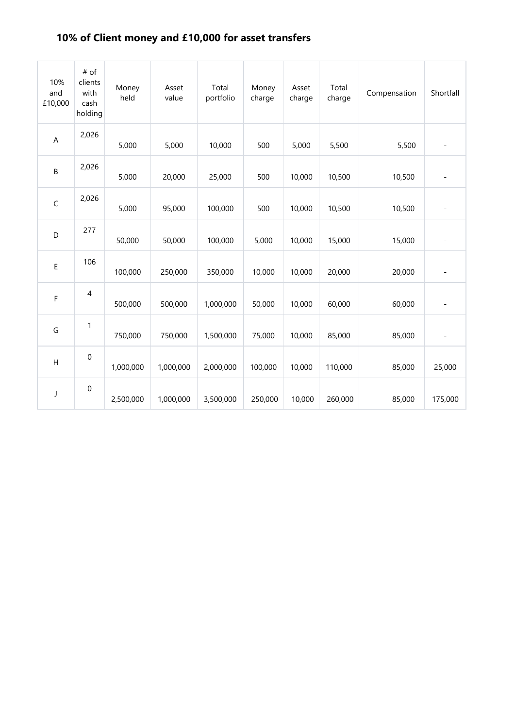## 10% of Client money and £10,000 for asset transfers

| 10% and £10,000 | # of clients with cash holding | Money held | Asset value | Total portfolio | Money charge | Asset charge | Total charge | Compensation | Shortfall |
|---|---|---|---|---|---|---|---|---|---|
| A | 2,026 | 5,000 | 5,000 | 10,000 | 500 | 5,000 | 5,500 | 5,500 | - |
| B | 2,026 | 5,000 | 20,000 | 25,000 | 500 | 10,000 | 10,500 | 10,500 | - |
| C | 2,026 | 5,000 | 95,000 | 100,000 | 500 | 10,000 | 10,500 | 10,500 | - |
| D | 277 | 50,000 | 50,000 | 100,000 | 5,000 | 10,000 | 15,000 | 15,000 | - |
| E | 106 | 100,000 | 250,000 | 350,000 | 10,000 | 10,000 | 20,000 | 20,000 | - |
| F | 4 | 500,000 | 500,000 | 1,000,000 | 50,000 | 10,000 | 60,000 | 60,000 | - |
| G | 1 | 750,000 | 750,000 | 1,500,000 | 75,000 | 10,000 | 85,000 | 85,000 | - |
| H | 0 | 1,000,000 | 1,000,000 | 2,000,000 | 100,000 | 10,000 | 110,000 | 85,000 | 25,000 |
| J | 0 | 2,500,000 | 1,000,000 | 3,500,000 | 250,000 | 10,000 | 260,000 | 85,000 | 175,000 |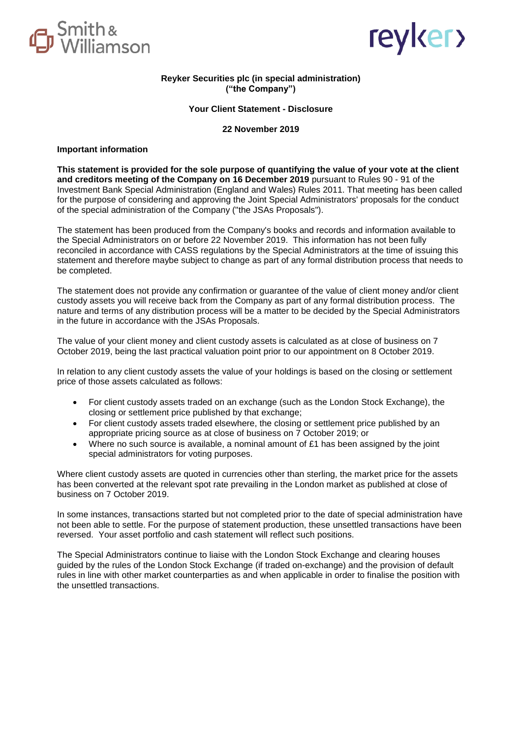**Reyker Securities plc (in special administration)**
**("the Company")**

**Your Client Statement - Disclosure**

**22 November 2019**

**Important information**

**This statement is provided for the sole purpose of quantifying the value of your vote at the client and creditors meeting of the Company on 16 December 2019** pursuant to Rules 90 - 91 of the Investment Bank Special Administration (England and Wales) Rules 2011. That meeting has been called for the purpose of considering and approving the Joint Special Administrators' proposals for the conduct of the special administration of the Company ("the JSAs Proposals").

The statement has been produced from the Company's books and records and information available to the Special Administrators on or before 22 November 2019. This information has not been fully reconciled in accordance with CASS regulations by the Special Administrators at the time of issuing this statement and therefore maybe subject to change as part of any formal distribution process that needs to be completed.

The statement does not provide any confirmation or guarantee of the value of client money and/or client custody assets you will receive back from the Company as part of any formal distribution process. The nature and terms of any distribution process will be a matter to be decided by the Special Administrators in the future in accordance with the JSAs Proposals.

The value of your client money and client custody assets is calculated as at close of business on 7 October 2019, being the last practical valuation point prior to our appointment on 8 October 2019.

In relation to any client custody assets the value of your holdings is based on the closing or settlement price of those assets calculated as follows:

- For client custody assets traded on an exchange (such as the London Stock Exchange), the closing or settlement price published by that exchange;
- For client custody assets traded elsewhere, the closing or settlement price published by an appropriate pricing source as at close of business on 7 October 2019; or
- Where no such source is available, a nominal amount of £1 has been assigned by the joint special administrators for voting purposes.

Where client custody assets are quoted in currencies other than sterling, the market price for the assets has been converted at the relevant spot rate prevailing in the London market as published at close of business on 7 October 2019.

In some instances, transactions started but not completed prior to the date of special administration have not been able to settle. For the purpose of statement production, these unsettled transactions have been reversed. Your asset portfolio and cash statement will reflect such positions.

The Special Administrators continue to liaise with the London Stock Exchange and clearing houses guided by the rules of the London Stock Exchange (if traded on-exchange) and the provision of default rules in line with other market counterparties as and when applicable in order to finalise the position with the unsettled transactions.